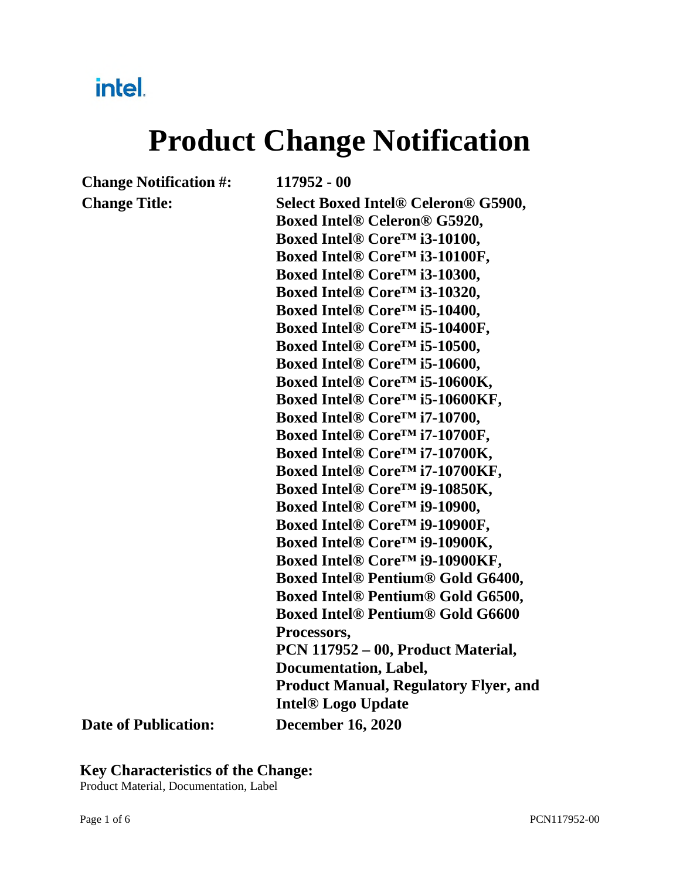intel.

# Product Change Notification

**Change Notification #:** 117952 - 00

**Change Title:** Select Boxed Intel® Celeron® G5900, Boxed Intel® Celeron® G5920, Boxed Intel® Core™ i3-10100, Boxed Intel® Core™ i3-10100F, Boxed Intel® Core™ i3-10300, Boxed Intel® Core™ i3-10320, Boxed Intel® Core™ i5-10400, Boxed Intel® Core™ i5-10400F, Boxed Intel® Core™ i5-10500, Boxed Intel® Core™ i5-10600, Boxed Intel® Core™ i5-10600K, Boxed Intel® Core™ i5-10600KF, Boxed Intel® Core™ i7-10700, Boxed Intel® Core™ i7-10700F, Boxed Intel® Core™ i7-10700K, Boxed Intel® Core™ i7-10700KF, Boxed Intel® Core™ i9-10850K, Boxed Intel® Core™ i9-10900, Boxed Intel® Core™ i9-10900F, Boxed Intel® Core™ i9-10900K, Boxed Intel® Core™ i9-10900KF, Boxed Intel® Pentium® Gold G6400, Boxed Intel® Pentium® Gold G6500, Boxed Intel® Pentium® Gold G6600 Processors, PCN 117952 – 00, Product Material, Documentation, Label, Product Manual, Regulatory Flyer, and Intel® Logo Update

**Date of Publication:** December 16, 2020

## Key Characteristics of the Change:

Product Material, Documentation, Label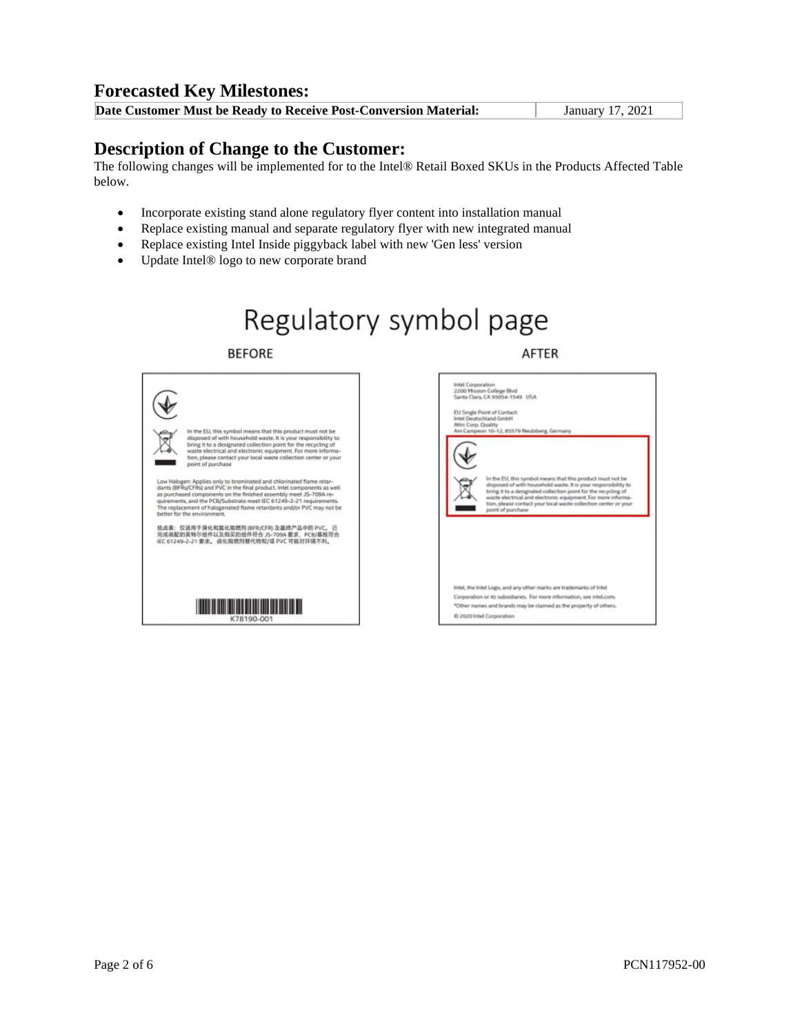## Forecasted Key Milestones:

| Date Customer Must be Ready to Receive Post-Conversion Material: | January 17, 2021 |
| --- | --- |

## Description of Change to the Customer:

The following changes will be implemented for to the Intel® Retail Boxed SKUs in the Products Affected Table below.

- Incorporate existing stand alone regulatory flyer content into installation manual
- Replace existing manual and separate regulatory flyer with new integrated manual
- Replace existing Intel Inside piggyback label with new 'Gen less' version
- Update Intel® logo to new corporate brand

Regulatory symbol page

BEFORE

In the EU, this symbol means that this product must not be disposed of with household waste. It is your responsibility to bring it to a designated collection point for the recycling of waste electrical and electronic equipment. For more information, please contact your local waste collection center or your point of purchase

Low Halogen: Applies only to brominated and chlorinated flame retardants (BFRs/CFRs) and PVC in the final product. Intel components as well as purchased components on the finished assembly meet JS-709A requirements, and the PCB/Substrate meet IEC 61249-2-21 requirements. The replacement of halogenated flame retardants and/or PVC may not be better for the environment.

低卤素：仅适用于溴化和氯化阻燃剂 (BFR/CFR) 及最终产品中的 PVC。已完成装配的英特尔组件以及购买的组件符合 JS-709A 要求，PCB/基板符合 IEC 61249-2-21 要求。卤化阻燃剂替代物和/或 PVC 可能对环境不利。

K78190-001

AFTER

Intel Corporation
2200 Mission College Blvd
Santa Clara, CA 95054-1549 USA

EU Single Point of Contact:
Intel Deutschland GmbH
Attn: Corp. Quality
Am Campeon 10-12, 85579 Neubiberg, Germany

In the EU, this symbol means that this product must not be disposed of with household waste. It is your responsibility to bring it to a designated collection point for the recycling of waste electrical and electronic equipment. For more information, please contact your local waste collection center or your point of purchase

Intel, the Intel Logo, and any other marks are trademarks of Intel Corporation or its subsidiaries. For more information, see intel.com.
*Other names and brands may be claimed as the property of others.
© 2020 Intel Corporation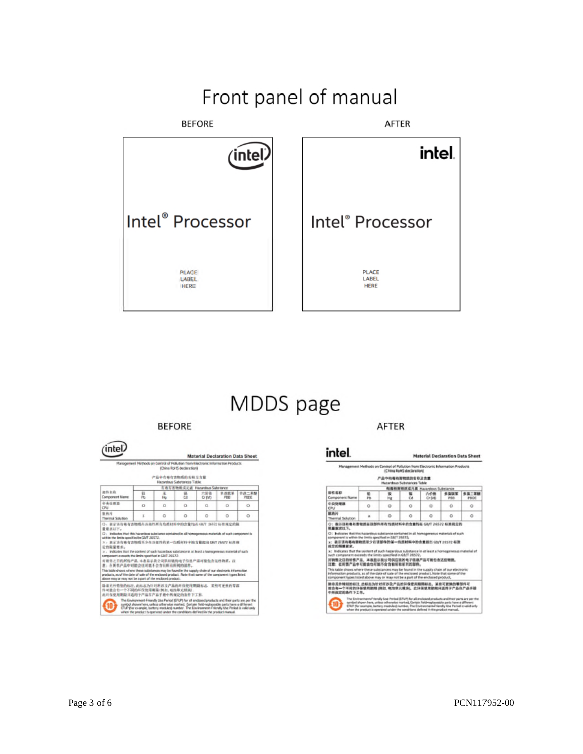# Front panel of manual

BEFORE

Intel® Processor

PLACE LABEL HERE

AFTER

Intel® Processor

PLACE LABEL HERE

# MDDS page

BEFORE

Material Declaration Data Sheet

Management Methods on Control of Pollution from Electronic Information Products (China RoHS declaration)

产品中有毒有害物质的名称及含量
Hazardous Substances Table

| 部件名称 Component Name | 有毒有害物质或元素 Hazardous Substance | | | | | |
|---|---|---|---|---|---|---|
| | 铅 Pb | 汞 Hg | 镉 Cd | 六价铬 Cr (VI) | 多溴联苯 PBB | 多溴二苯醚 PBDE |
| 中央处理器 CPU | O | O | O | O | O | O |
| 散热片 Thermal Solution | X | O | O | O | O | O |

AFTER

Material Declaration Data Sheet

Management Methods on Control of Pollution from Electronic Information Products (China RoHS declaration)

产品中有毒有害物质的名称及含量
Hazardous Substances Table

| 部件名称 Component Name | 有毒有害物质或元素 Hazardous Substance | | | | | |
|---|---|---|---|---|---|---|
| | 铅 Pb | 汞 Hg | 镉 Cd | 六价铬 Cr (VI) | 多溴联苯 PBB | 多溴二苯醚 PBDE |
| 中央处理器 CPU | O | O | O | O | O | O |
| 散热片 Thermal Solution | X | O | O | O | O | O |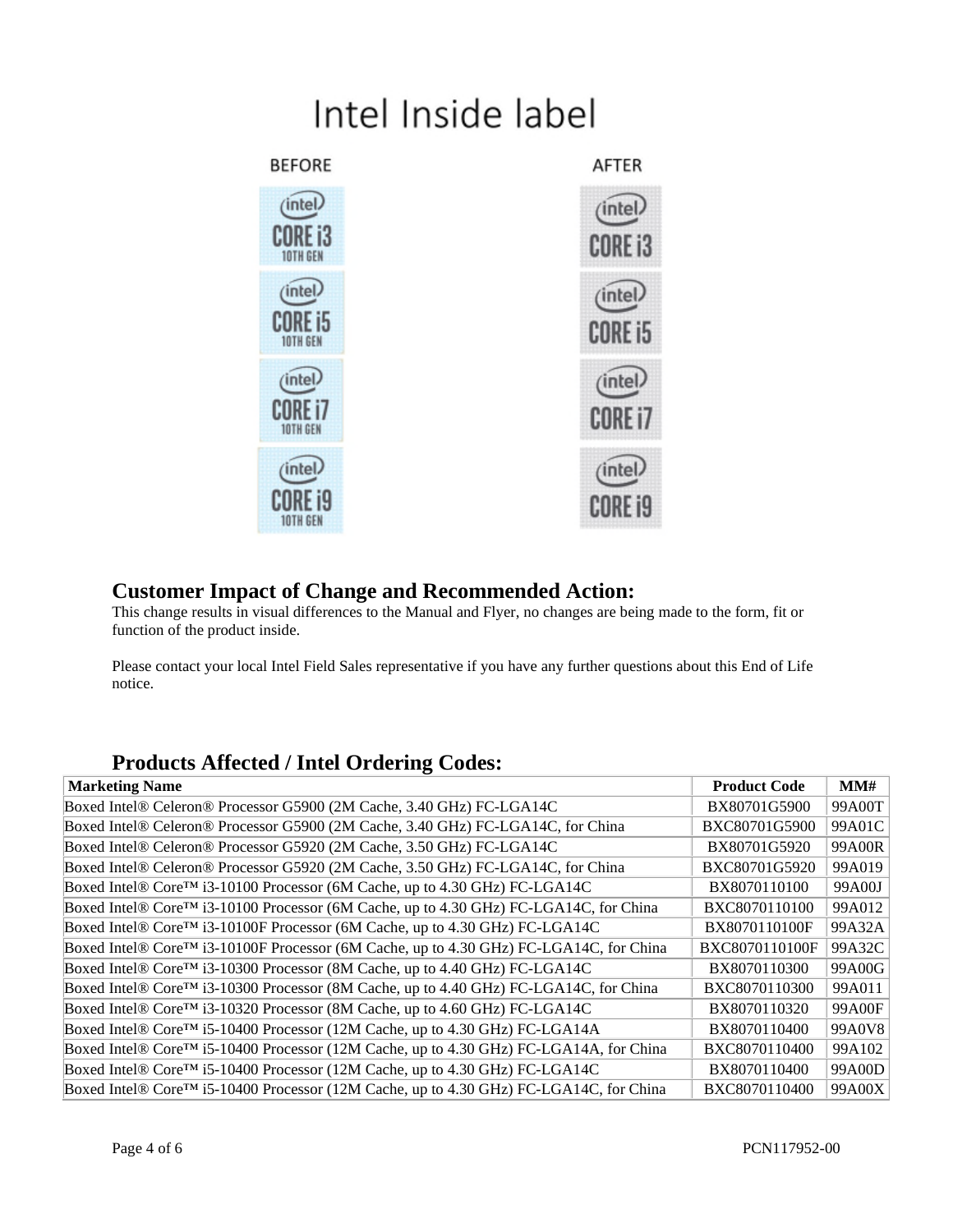# Intel Inside label

BEFORE

AFTER

## Customer Impact of Change and Recommended Action:

This change results in visual differences to the Manual and Flyer, no changes are being made to the form, fit or function of the product inside.

Please contact your local Intel Field Sales representative if you have any further questions about this End of Life notice.

## Products Affected / Intel Ordering Codes:

| Marketing Name | Product Code | MM# |
|---|---|---|
| Boxed Intel® Celeron® Processor G5900 (2M Cache, 3.40 GHz) FC-LGA14C | BX80701G5900 | 99A00T |
| Boxed Intel® Celeron® Processor G5900 (2M Cache, 3.40 GHz) FC-LGA14C, for China | BXC80701G5900 | 99A01C |
| Boxed Intel® Celeron® Processor G5920 (2M Cache, 3.50 GHz) FC-LGA14C | BX80701G5920 | 99A00R |
| Boxed Intel® Celeron® Processor G5920 (2M Cache, 3.50 GHz) FC-LGA14C, for China | BXC80701G5920 | 99A019 |
| Boxed Intel® Core™ i3-10100 Processor (6M Cache, up to 4.30 GHz) FC-LGA14C | BX8070110100 | 99A00J |
| Boxed Intel® Core™ i3-10100 Processor (6M Cache, up to 4.30 GHz) FC-LGA14C, for China | BXC8070110100 | 99A012 |
| Boxed Intel® Core™ i3-10100F Processor (6M Cache, up to 4.30 GHz) FC-LGA14C | BX8070110100F | 99A32A |
| Boxed Intel® Core™ i3-10100F Processor (6M Cache, up to 4.30 GHz) FC-LGA14C, for China | BXC8070110100F | 99A32C |
| Boxed Intel® Core™ i3-10300 Processor (8M Cache, up to 4.40 GHz) FC-LGA14C | BX8070110300 | 99A00G |
| Boxed Intel® Core™ i3-10300 Processor (8M Cache, up to 4.40 GHz) FC-LGA14C, for China | BXC8070110300 | 99A011 |
| Boxed Intel® Core™ i3-10320 Processor (8M Cache, up to 4.60 GHz) FC-LGA14C | BX8070110320 | 99A00F |
| Boxed Intel® Core™ i5-10400 Processor (12M Cache, up to 4.30 GHz) FC-LGA14A | BX8070110400 | 99A0V8 |
| Boxed Intel® Core™ i5-10400 Processor (12M Cache, up to 4.30 GHz) FC-LGA14A, for China | BXC8070110400 | 99A102 |
| Boxed Intel® Core™ i5-10400 Processor (12M Cache, up to 4.30 GHz) FC-LGA14C | BX8070110400 | 99A00D |
| Boxed Intel® Core™ i5-10400 Processor (12M Cache, up to 4.30 GHz) FC-LGA14C, for China | BXC8070110400 | 99A00X |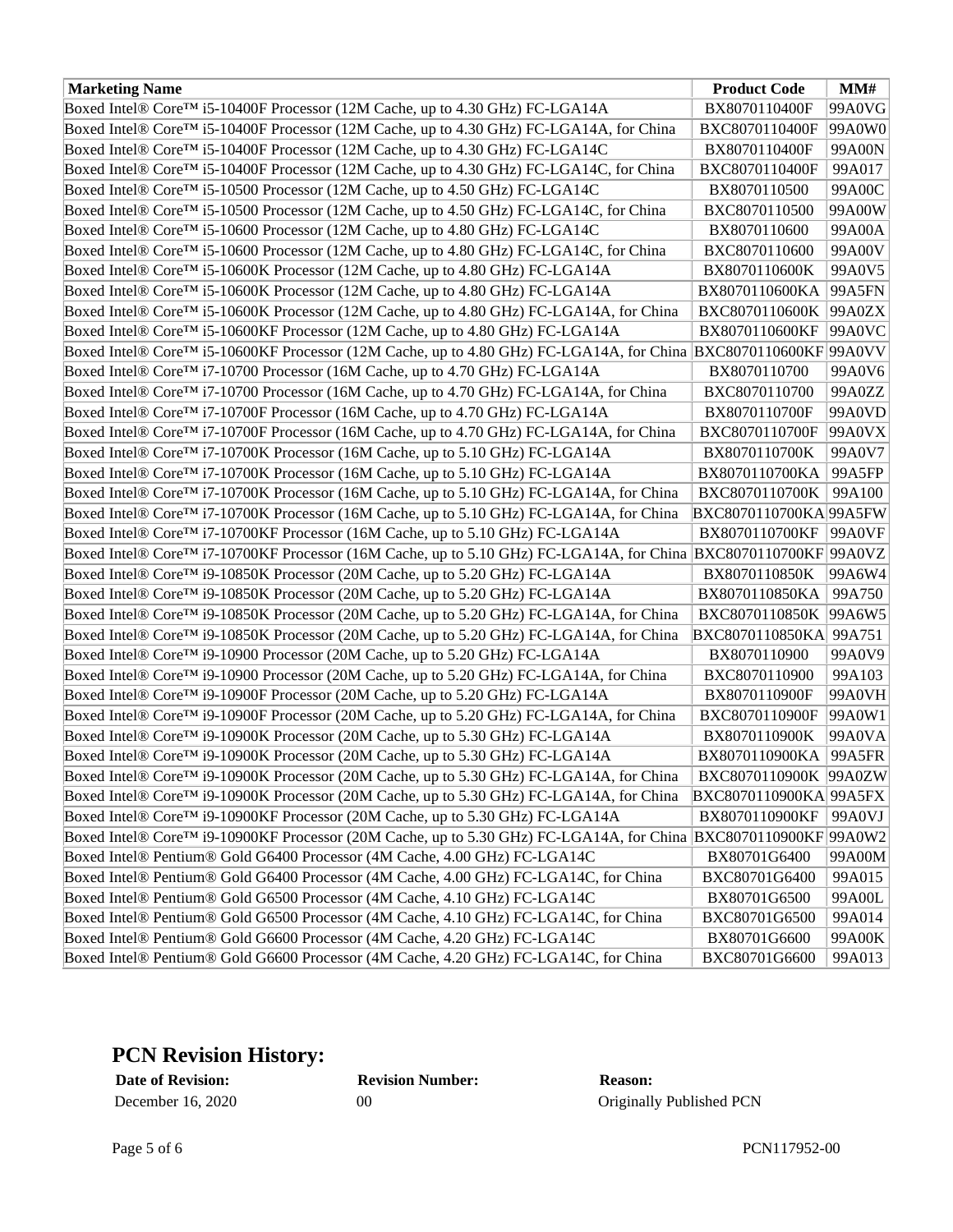| Marketing Name | Product Code | MM# |
|---|---|---|
| Boxed Intel® Core™ i5-10400F Processor (12M Cache, up to 4.30 GHz) FC-LGA14A | BX8070110400F | 99A0VG |
| Boxed Intel® Core™ i5-10400F Processor (12M Cache, up to 4.30 GHz) FC-LGA14A, for China | BXC8070110400F | 99A0W0 |
| Boxed Intel® Core™ i5-10400F Processor (12M Cache, up to 4.30 GHz) FC-LGA14C | BX8070110400F | 99A00N |
| Boxed Intel® Core™ i5-10400F Processor (12M Cache, up to 4.30 GHz) FC-LGA14C, for China | BXC8070110400F | 99A017 |
| Boxed Intel® Core™ i5-10500 Processor (12M Cache, up to 4.50 GHz) FC-LGA14C | BX8070110500 | 99A00C |
| Boxed Intel® Core™ i5-10500 Processor (12M Cache, up to 4.50 GHz) FC-LGA14C, for China | BXC8070110500 | 99A00W |
| Boxed Intel® Core™ i5-10600 Processor (12M Cache, up to 4.80 GHz) FC-LGA14C | BX8070110600 | 99A00A |
| Boxed Intel® Core™ i5-10600 Processor (12M Cache, up to 4.80 GHz) FC-LGA14C, for China | BXC8070110600 | 99A00V |
| Boxed Intel® Core™ i5-10600K Processor (12M Cache, up to 4.80 GHz) FC-LGA14A | BX8070110600K | 99A0V5 |
| Boxed Intel® Core™ i5-10600K Processor (12M Cache, up to 4.80 GHz) FC-LGA14A | BX8070110600KA | 99A5FN |
| Boxed Intel® Core™ i5-10600K Processor (12M Cache, up to 4.80 GHz) FC-LGA14A, for China | BXC8070110600K | 99A0ZX |
| Boxed Intel® Core™ i5-10600KF Processor (12M Cache, up to 4.80 GHz) FC-LGA14A | BX8070110600KF | 99A0VC |
| Boxed Intel® Core™ i5-10600KF Processor (12M Cache, up to 4.80 GHz) FC-LGA14A, for China | BXC8070110600KF | 99A0VV |
| Boxed Intel® Core™ i7-10700 Processor (16M Cache, up to 4.70 GHz) FC-LGA14A | BX8070110700 | 99A0V6 |
| Boxed Intel® Core™ i7-10700 Processor (16M Cache, up to 4.70 GHz) FC-LGA14A, for China | BXC8070110700 | 99A0ZZ |
| Boxed Intel® Core™ i7-10700F Processor (16M Cache, up to 4.70 GHz) FC-LGA14A | BX8070110700F | 99A0VD |
| Boxed Intel® Core™ i7-10700F Processor (16M Cache, up to 4.70 GHz) FC-LGA14A, for China | BXC8070110700F | 99A0VX |
| Boxed Intel® Core™ i7-10700K Processor (16M Cache, up to 5.10 GHz) FC-LGA14A | BX8070110700K | 99A0V7 |
| Boxed Intel® Core™ i7-10700K Processor (16M Cache, up to 5.10 GHz) FC-LGA14A | BX8070110700KA | 99A5FP |
| Boxed Intel® Core™ i7-10700K Processor (16M Cache, up to 5.10 GHz) FC-LGA14A, for China | BXC8070110700K | 99A100 |
| Boxed Intel® Core™ i7-10700K Processor (16M Cache, up to 5.10 GHz) FC-LGA14A, for China | BXC8070110700KA | 99A5FW |
| Boxed Intel® Core™ i7-10700KF Processor (16M Cache, up to 5.10 GHz) FC-LGA14A | BX8070110700KF | 99A0VF |
| Boxed Intel® Core™ i7-10700KF Processor (16M Cache, up to 5.10 GHz) FC-LGA14A, for China | BXC8070110700KF | 99A0VZ |
| Boxed Intel® Core™ i9-10850K Processor (20M Cache, up to 5.20 GHz) FC-LGA14A | BX8070110850K | 99A6W4 |
| Boxed Intel® Core™ i9-10850K Processor (20M Cache, up to 5.20 GHz) FC-LGA14A | BX8070110850KA | 99A750 |
| Boxed Intel® Core™ i9-10850K Processor (20M Cache, up to 5.20 GHz) FC-LGA14A, for China | BXC8070110850K | 99A6W5 |
| Boxed Intel® Core™ i9-10850K Processor (20M Cache, up to 5.20 GHz) FC-LGA14A, for China | BXC8070110850KA | 99A751 |
| Boxed Intel® Core™ i9-10900 Processor (20M Cache, up to 5.20 GHz) FC-LGA14A | BX8070110900 | 99A0V9 |
| Boxed Intel® Core™ i9-10900 Processor (20M Cache, up to 5.20 GHz) FC-LGA14A, for China | BXC8070110900 | 99A103 |
| Boxed Intel® Core™ i9-10900F Processor (20M Cache, up to 5.20 GHz) FC-LGA14A | BX8070110900F | 99A0VH |
| Boxed Intel® Core™ i9-10900F Processor (20M Cache, up to 5.20 GHz) FC-LGA14A, for China | BXC8070110900F | 99A0W1 |
| Boxed Intel® Core™ i9-10900K Processor (20M Cache, up to 5.30 GHz) FC-LGA14A | BX8070110900K | 99A0VA |
| Boxed Intel® Core™ i9-10900K Processor (20M Cache, up to 5.30 GHz) FC-LGA14A | BX8070110900KA | 99A5FR |
| Boxed Intel® Core™ i9-10900K Processor (20M Cache, up to 5.30 GHz) FC-LGA14A, for China | BXC8070110900K | 99A0ZW |
| Boxed Intel® Core™ i9-10900K Processor (20M Cache, up to 5.30 GHz) FC-LGA14A, for China | BXC8070110900KA | 99A5FX |
| Boxed Intel® Core™ i9-10900KF Processor (20M Cache, up to 5.30 GHz) FC-LGA14A | BX8070110900KF | 99A0VJ |
| Boxed Intel® Core™ i9-10900KF Processor (20M Cache, up to 5.30 GHz) FC-LGA14A, for China | BXC8070110900KF | 99A0W2 |
| Boxed Intel® Pentium® Gold G6400 Processor (4M Cache, 4.00 GHz) FC-LGA14C | BX80701G6400 | 99A00M |
| Boxed Intel® Pentium® Gold G6400 Processor (4M Cache, 4.00 GHz) FC-LGA14C, for China | BXC80701G6400 | 99A015 |
| Boxed Intel® Pentium® Gold G6500 Processor (4M Cache, 4.10 GHz) FC-LGA14C | BX80701G6500 | 99A00L |
| Boxed Intel® Pentium® Gold G6500 Processor (4M Cache, 4.10 GHz) FC-LGA14C, for China | BXC80701G6500 | 99A014 |
| Boxed Intel® Pentium® Gold G6600 Processor (4M Cache, 4.20 GHz) FC-LGA14C | BX80701G6600 | 99A00K |
| Boxed Intel® Pentium® Gold G6600 Processor (4M Cache, 4.20 GHz) FC-LGA14C, for China | BXC80701G6600 | 99A013 |

## PCN Revision History:

| Date of Revision: | Revision Number: | Reason: |
|---|---|---|
| December 16, 2020 | 00 | Originally Published PCN |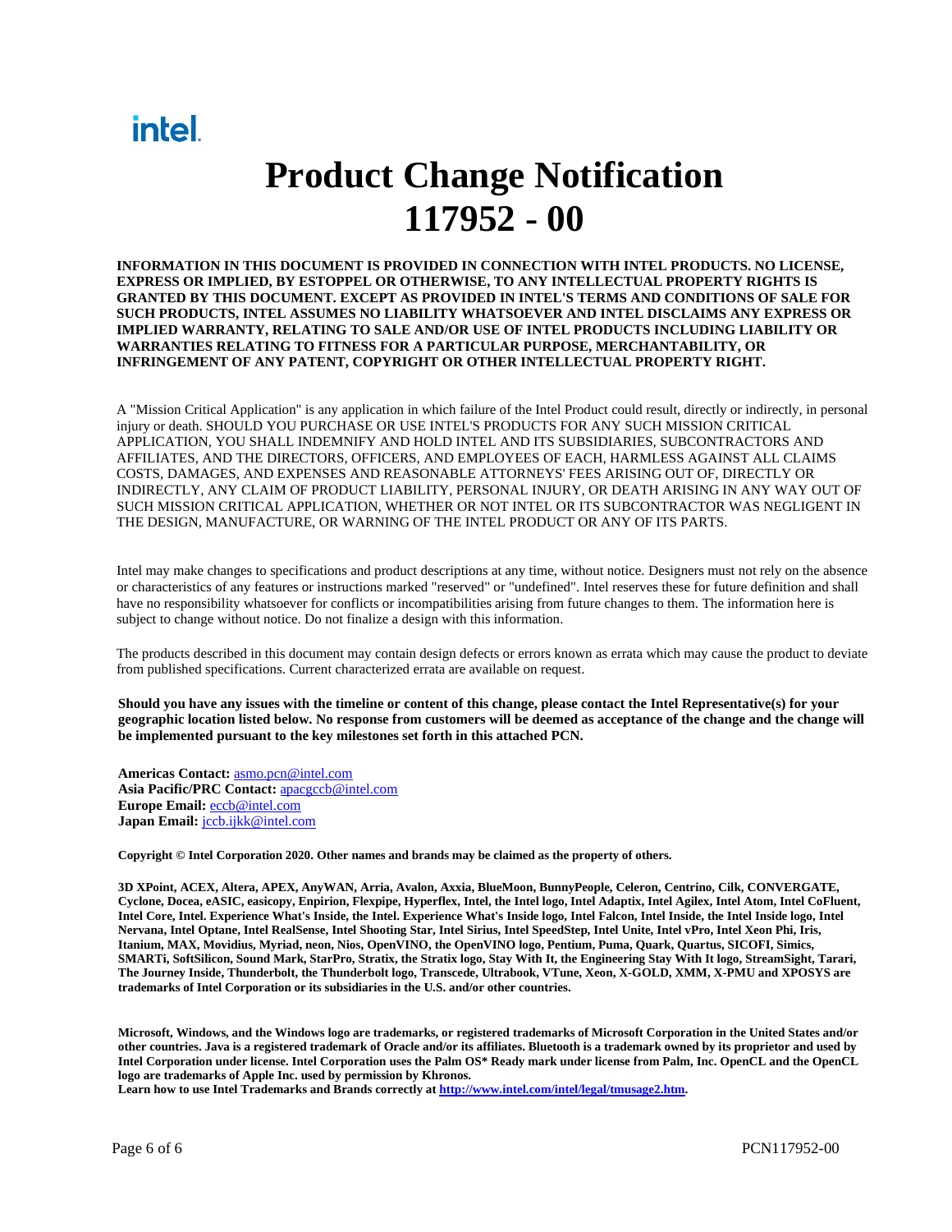intel.

# Product Change Notification
# 117952 - 00

**INFORMATION IN THIS DOCUMENT IS PROVIDED IN CONNECTION WITH INTEL PRODUCTS. NO LICENSE, EXPRESS OR IMPLIED, BY ESTOPPEL OR OTHERWISE, TO ANY INTELLECTUAL PROPERTY RIGHTS IS GRANTED BY THIS DOCUMENT. EXCEPT AS PROVIDED IN INTEL'S TERMS AND CONDITIONS OF SALE FOR SUCH PRODUCTS, INTEL ASSUMES NO LIABILITY WHATSOEVER AND INTEL DISCLAIMS ANY EXPRESS OR IMPLIED WARRANTY, RELATING TO SALE AND/OR USE OF INTEL PRODUCTS INCLUDING LIABILITY OR WARRANTIES RELATING TO FITNESS FOR A PARTICULAR PURPOSE, MERCHANTABILITY, OR INFRINGEMENT OF ANY PATENT, COPYRIGHT OR OTHER INTELLECTUAL PROPERTY RIGHT.**

A "Mission Critical Application" is any application in which failure of the Intel Product could result, directly or indirectly, in personal injury or death. SHOULD YOU PURCHASE OR USE INTEL'S PRODUCTS FOR ANY SUCH MISSION CRITICAL APPLICATION, YOU SHALL INDEMNIFY AND HOLD INTEL AND ITS SUBSIDIARIES, SUBCONTRACTORS AND AFFILIATES, AND THE DIRECTORS, OFFICERS, AND EMPLOYEES OF EACH, HARMLESS AGAINST ALL CLAIMS COSTS, DAMAGES, AND EXPENSES AND REASONABLE ATTORNEYS' FEES ARISING OUT OF, DIRECTLY OR INDIRECTLY, ANY CLAIM OF PRODUCT LIABILITY, PERSONAL INJURY, OR DEATH ARISING IN ANY WAY OUT OF SUCH MISSION CRITICAL APPLICATION, WHETHER OR NOT INTEL OR ITS SUBCONTRACTOR WAS NEGLIGENT IN THE DESIGN, MANUFACTURE, OR WARNING OF THE INTEL PRODUCT OR ANY OF ITS PARTS.

Intel may make changes to specifications and product descriptions at any time, without notice. Designers must not rely on the absence or characteristics of any features or instructions marked "reserved" or "undefined". Intel reserves these for future definition and shall have no responsibility whatsoever for conflicts or incompatibilities arising from future changes to them. The information here is subject to change without notice. Do not finalize a design with this information.

The products described in this document may contain design defects or errors known as errata which may cause the product to deviate from published specifications. Current characterized errata are available on request.

**Should you have any issues with the timeline or content of this change, please contact the Intel Representative(s) for your geographic location listed below. No response from customers will be deemed as acceptance of the change and the change will be implemented pursuant to the key milestones set forth in this attached PCN.**

**Americas Contact:** asmo.pcn@intel.com
**Asia Pacific/PRC Contact:** apacgccb@intel.com
**Europe Email:** eccb@intel.com
**Japan Email:** jccb.ijkk@intel.com

**Copyright © Intel Corporation 2020. Other names and brands may be claimed as the property of others.**

**3D XPoint, ACEX, Altera, APEX, AnyWAN, Arria, Avalon, Axxia, BlueMoon, BunnyPeople, Celeron, Centrino, Cilk, CONVERGATE, Cyclone, Docea, eASIC, easicopy, Enpirion, Flexpipe, Hyperflex, Intel, the Intel logo, Intel Adaptix, Intel Agilex, Intel Atom, Intel CoFluent, Intel Core, Intel. Experience What's Inside, the Intel. Experience What's Inside logo, Intel Falcon, Intel Inside, the Intel Inside logo, Intel Nervana, Intel Optane, Intel RealSense, Intel Shooting Star, Intel Sirius, Intel SpeedStep, Intel Unite, Intel vPro, Intel Xeon Phi, Iris, Itanium, MAX, Movidius, Myriad, neon, Nios, OpenVINO, the OpenVINO logo, Pentium, Puma, Quark, Quartus, SICOFI, Simics, SMARTi, SoftSilicon, Sound Mark, StarPro, Stratix, the Stratix logo, Stay With It, the Engineering Stay With It logo, StreamSight, Tarari, The Journey Inside, Thunderbolt, the Thunderbolt logo, Transcede, Ultrabook, VTune, Xeon, X-GOLD, XMM, X-PMU and XPOSYS are trademarks of Intel Corporation or its subsidiaries in the U.S. and/or other countries.**

**Microsoft, Windows, and the Windows logo are trademarks, or registered trademarks of Microsoft Corporation in the United States and/or other countries. Java is a registered trademark of Oracle and/or its affiliates. Bluetooth is a trademark owned by its proprietor and used by Intel Corporation under license. Intel Corporation uses the Palm OS* Ready mark under license from Palm, Inc. OpenCL and the OpenCL logo are trademarks of Apple Inc. used by permission by Khronos.**
**Learn how to use Intel Trademarks and Brands correctly at http://www.intel.com/intel/legal/tmusage2.htm.**